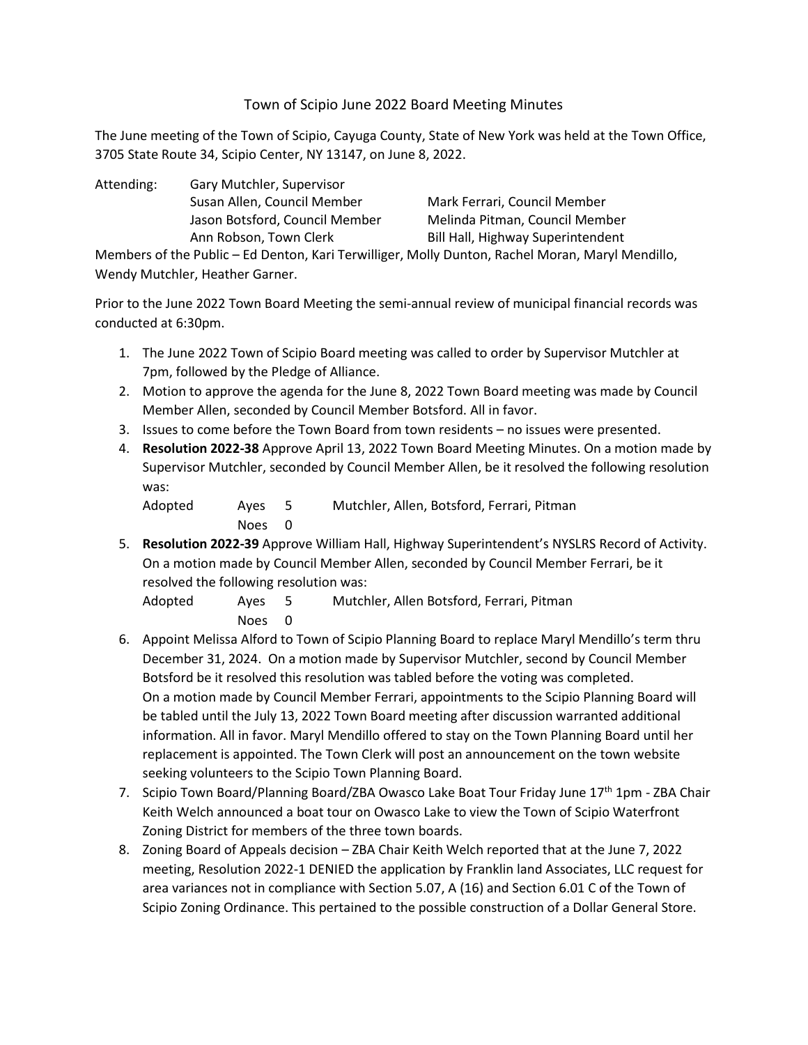# Town of Scipio June 2022 Board Meeting Minutes

The June meeting of the Town of Scipio, Cayuga County, State of New York was held at the Town Office, 3705 State Route 34, Scipio Center, NY 13147, on June 8, 2022.

Attending: Gary Mutchler, Supervisor
Susan Allen, Council Member — Mark Ferrari, Council Member
Jason Botsford, Council Member — Melinda Pitman, Council Member
Ann Robson, Town Clerk — Bill Hall, Highway Superintendent

Members of the Public – Ed Denton, Kari Terwilliger, Molly Dunton, Rachel Moran, Maryl Mendillo, Wendy Mutchler, Heather Garner.

Prior to the June 2022 Town Board Meeting the semi-annual review of municipal financial records was conducted at 6:30pm.

1. The June 2022 Town of Scipio Board meeting was called to order by Supervisor Mutchler at 7pm, followed by the Pledge of Alliance.
2. Motion to approve the agenda for the June 8, 2022 Town Board meeting was made by Council Member Allen, seconded by Council Member Botsford. All in favor.
3. Issues to come before the Town Board from town residents – no issues were presented.
4. **Resolution 2022-38** Approve April 13, 2022 Town Board Meeting Minutes. On a motion made by Supervisor Mutchler, seconded by Council Member Allen, be it resolved the following resolution was:

   Adopted Ayes 5 Mutchler, Allen, Botsford, Ferrari, Pitman
   Noes 0

5. **Resolution 2022-39** Approve William Hall, Highway Superintendent's NYSLRS Record of Activity. On a motion made by Council Member Allen, seconded by Council Member Ferrari, be it resolved the following resolution was:

   Adopted Ayes 5 Mutchler, Allen Botsford, Ferrari, Pitman
   Noes 0

6. Appoint Melissa Alford to Town of Scipio Planning Board to replace Maryl Mendillo's term thru December 31, 2024. On a motion made by Supervisor Mutchler, second by Council Member Botsford be it resolved this resolution was tabled before the voting was completed.
   On a motion made by Council Member Ferrari, appointments to the Scipio Planning Board will be tabled until the July 13, 2022 Town Board meeting after discussion warranted additional information. All in favor. Maryl Mendillo offered to stay on the Town Planning Board until her replacement is appointed. The Town Clerk will post an announcement on the town website seeking volunteers to the Scipio Town Planning Board.
7. Scipio Town Board/Planning Board/ZBA Owasco Lake Boat Tour Friday June 17th 1pm - ZBA Chair Keith Welch announced a boat tour on Owasco Lake to view the Town of Scipio Waterfront Zoning District for members of the three town boards.
8. Zoning Board of Appeals decision – ZBA Chair Keith Welch reported that at the June 7, 2022 meeting, Resolution 2022-1 DENIED the application by Franklin land Associates, LLC request for area variances not in compliance with Section 5.07, A (16) and Section 6.01 C of the Town of Scipio Zoning Ordinance. This pertained to the possible construction of a Dollar General Store.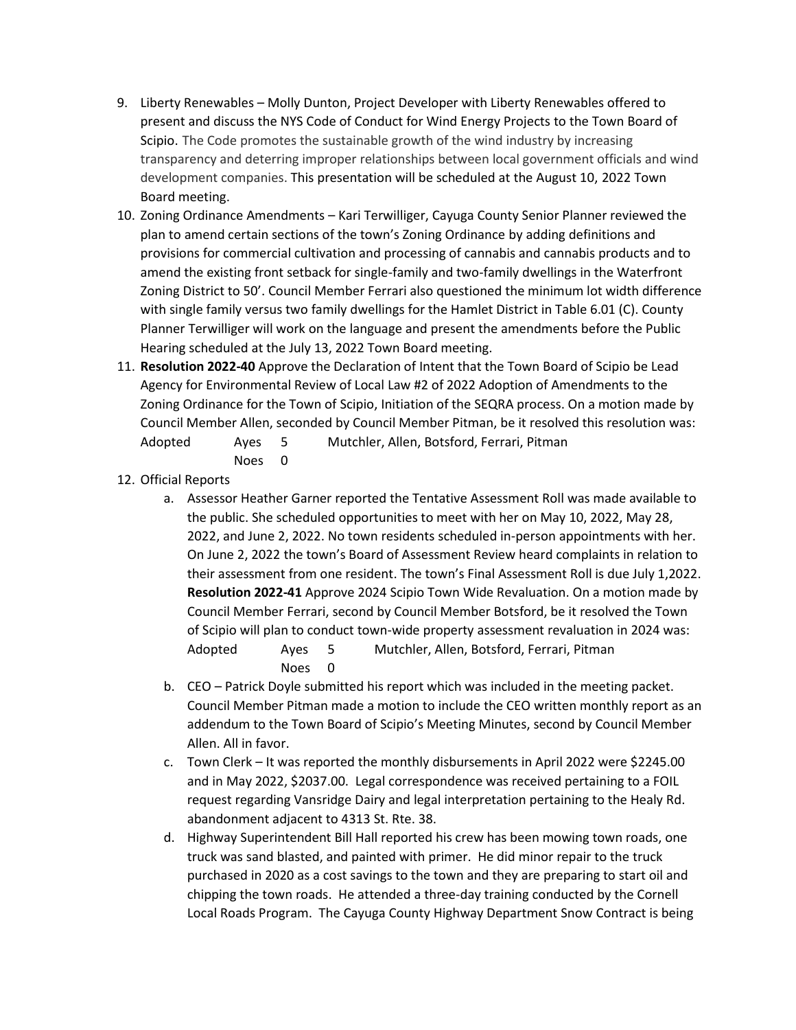9. Liberty Renewables – Molly Dunton, Project Developer with Liberty Renewables offered to present and discuss the NYS Code of Conduct for Wind Energy Projects to the Town Board of Scipio. The Code promotes the sustainable growth of the wind industry by increasing transparency and deterring improper relationships between local government officials and wind development companies. This presentation will be scheduled at the August 10, 2022 Town Board meeting.
10. Zoning Ordinance Amendments – Kari Terwilliger, Cayuga County Senior Planner reviewed the plan to amend certain sections of the town's Zoning Ordinance by adding definitions and provisions for commercial cultivation and processing of cannabis and cannabis products and to amend the existing front setback for single-family and two-family dwellings in the Waterfront Zoning District to 50'. Council Member Ferrari also questioned the minimum lot width difference with single family versus two family dwellings for the Hamlet District in Table 6.01 (C). County Planner Terwilliger will work on the language and present the amendments before the Public Hearing scheduled at the July 13, 2022 Town Board meeting.
11. **Resolution 2022-40** Approve the Declaration of Intent that the Town Board of Scipio be Lead Agency for Environmental Review of Local Law #2 of 2022 Adoption of Amendments to the Zoning Ordinance for the Town of Scipio, Initiation of the SEQRA process. On a motion made by Council Member Allen, seconded by Council Member Pitman, be it resolved this resolution was:
    Adopted    Ayes 5    Mutchler, Allen, Botsford, Ferrari, Pitman
               Noes 0
12. Official Reports
    a. Assessor Heather Garner reported the Tentative Assessment Roll was made available to the public. She scheduled opportunities to meet with her on May 10, 2022, May 28, 2022, and June 2, 2022. No town residents scheduled in-person appointments with her. On June 2, 2022 the town's Board of Assessment Review heard complaints in relation to their assessment from one resident. The town's Final Assessment Roll is due July 1,2022. **Resolution 2022-41** Approve 2024 Scipio Town Wide Revaluation. On a motion made by Council Member Ferrari, second by Council Member Botsford, be it resolved the Town of Scipio will plan to conduct town-wide property assessment revaluation in 2024 was:
       Adopted    Ayes 5    Mutchler, Allen, Botsford, Ferrari, Pitman
                  Noes 0
    b. CEO – Patrick Doyle submitted his report which was included in the meeting packet. Council Member Pitman made a motion to include the CEO written monthly report as an addendum to the Town Board of Scipio's Meeting Minutes, second by Council Member Allen. All in favor.
    c. Town Clerk – It was reported the monthly disbursements in April 2022 were $2245.00 and in May 2022, $2037.00. Legal correspondence was received pertaining to a FOIL request regarding Vansridge Dairy and legal interpretation pertaining to the Healy Rd. abandonment adjacent to 4313 St. Rte. 38.
    d. Highway Superintendent Bill Hall reported his crew has been mowing town roads, one truck was sand blasted, and painted with primer. He did minor repair to the truck purchased in 2020 as a cost savings to the town and they are preparing to start oil and chipping the town roads. He attended a three-day training conducted by the Cornell Local Roads Program. The Cayuga County Highway Department Snow Contract is being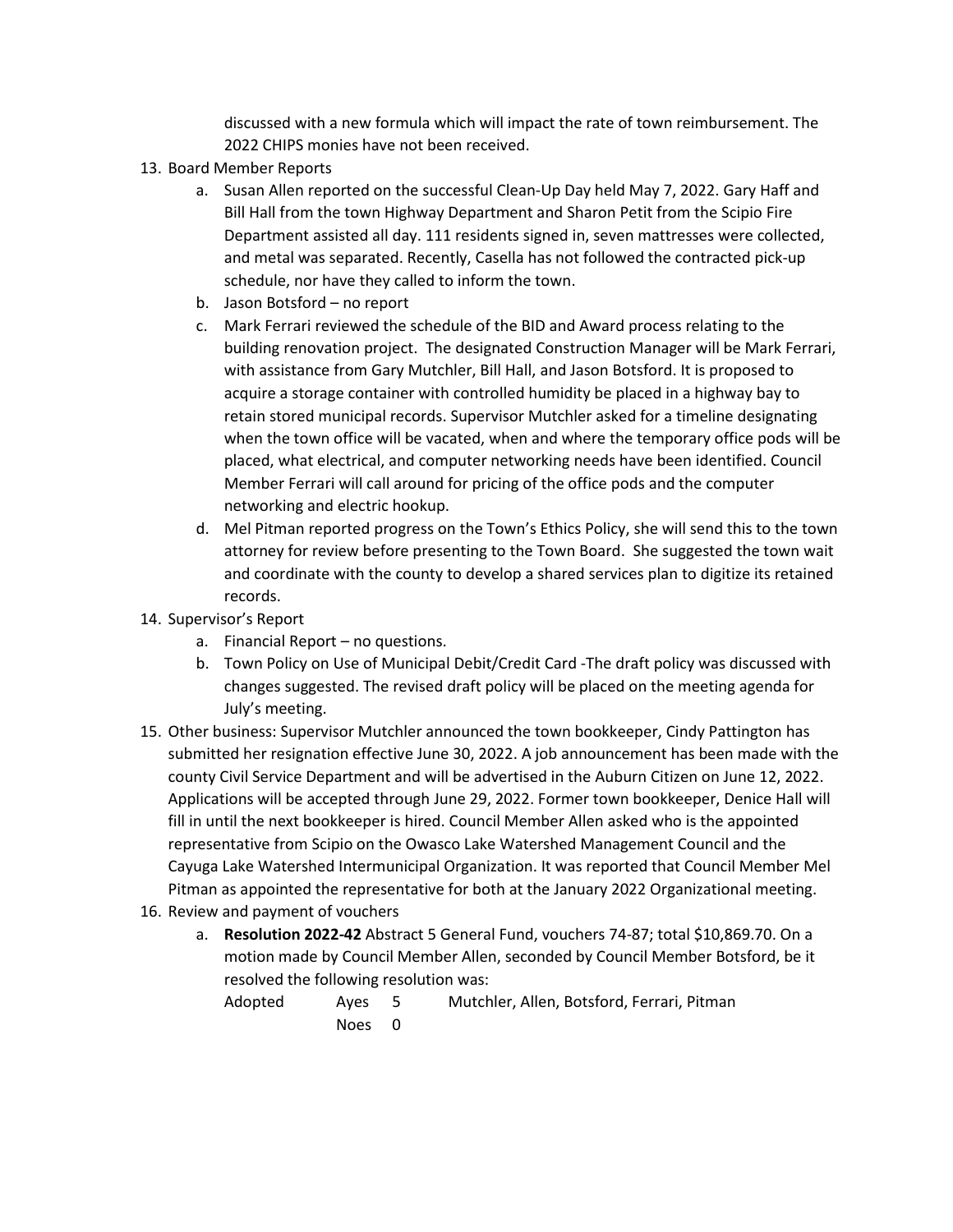discussed with a new formula which will impact the rate of town reimbursement. The 2022 CHIPS monies have not been received.

13. Board Member Reports
    a. Susan Allen reported on the successful Clean-Up Day held May 7, 2022. Gary Haff and Bill Hall from the town Highway Department and Sharon Petit from the Scipio Fire Department assisted all day. 111 residents signed in, seven mattresses were collected, and metal was separated. Recently, Casella has not followed the contracted pick-up schedule, nor have they called to inform the town.
    b. Jason Botsford – no report
    c. Mark Ferrari reviewed the schedule of the BID and Award process relating to the building renovation project. The designated Construction Manager will be Mark Ferrari, with assistance from Gary Mutchler, Bill Hall, and Jason Botsford. It is proposed to acquire a storage container with controlled humidity be placed in a highway bay to retain stored municipal records. Supervisor Mutchler asked for a timeline designating when the town office will be vacated, when and where the temporary office pods will be placed, what electrical, and computer networking needs have been identified. Council Member Ferrari will call around for pricing of the office pods and the computer networking and electric hookup.
    d. Mel Pitman reported progress on the Town's Ethics Policy, she will send this to the town attorney for review before presenting to the Town Board. She suggested the town wait and coordinate with the county to develop a shared services plan to digitize its retained records.
14. Supervisor's Report
    a. Financial Report – no questions.
    b. Town Policy on Use of Municipal Debit/Credit Card -The draft policy was discussed with changes suggested. The revised draft policy will be placed on the meeting agenda for July's meeting.
15. Other business: Supervisor Mutchler announced the town bookkeeper, Cindy Pattington has submitted her resignation effective June 30, 2022. A job announcement has been made with the county Civil Service Department and will be advertised in the Auburn Citizen on June 12, 2022. Applications will be accepted through June 29, 2022. Former town bookkeeper, Denice Hall will fill in until the next bookkeeper is hired. Council Member Allen asked who is the appointed representative from Scipio on the Owasco Lake Watershed Management Council and the Cayuga Lake Watershed Intermunicipal Organization. It was reported that Council Member Mel Pitman as appointed the representative for both at the January 2022 Organizational meeting.
16. Review and payment of vouchers
    a. **Resolution 2022-42** Abstract 5 General Fund, vouchers 74-87; total $10,869.70. On a motion made by Council Member Allen, seconded by Council Member Botsford, be it resolved the following resolution was:

       Adopted    Ayes 5    Mutchler, Allen, Botsford, Ferrari, Pitman
                  Noes 0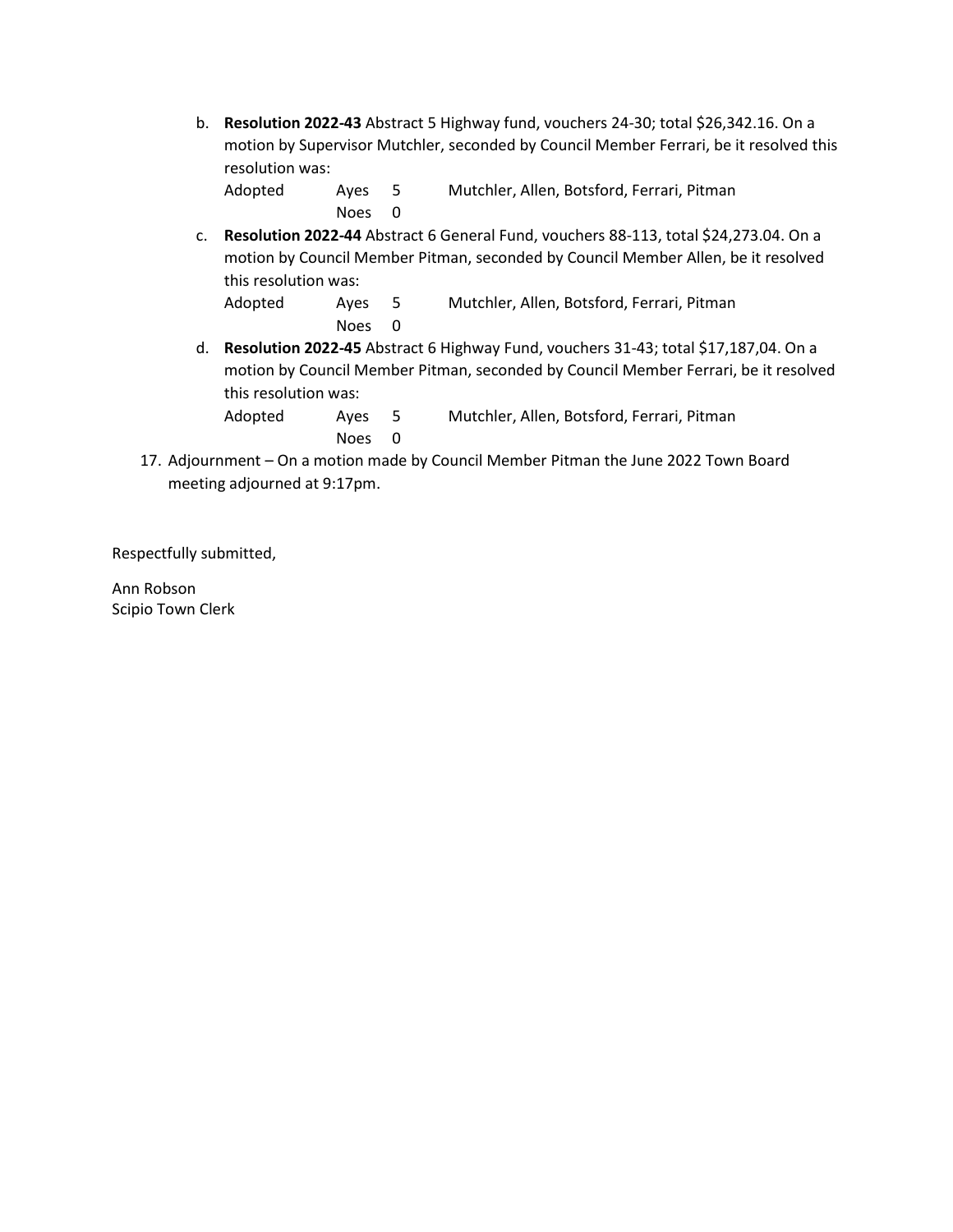b. **Resolution 2022-43** Abstract 5 Highway fund, vouchers 24-30; total $26,342.16. On a motion by Supervisor Mutchler, seconded by Council Member Ferrari, be it resolved this resolution was:

| Adopted | Ayes | 5 | Mutchler, Allen, Botsford, Ferrari, Pitman |
|---|---|---|---|
| | Noes | 0 | |

c. **Resolution 2022-44** Abstract 6 General Fund, vouchers 88-113, total $24,273.04. On a motion by Council Member Pitman, seconded by Council Member Allen, be it resolved this resolution was:

| Adopted | Ayes | 5 | Mutchler, Allen, Botsford, Ferrari, Pitman |
|---|---|---|---|
| | Noes | 0 | |

d. **Resolution 2022-45** Abstract 6 Highway Fund, vouchers 31-43; total $17,187,04. On a motion by Council Member Pitman, seconded by Council Member Ferrari, be it resolved this resolution was:

| Adopted | Ayes | 5 | Mutchler, Allen, Botsford, Ferrari, Pitman |
|---|---|---|---|
| | Noes | 0 | |

17. Adjournment – On a motion made by Council Member Pitman the June 2022 Town Board meeting adjourned at 9:17pm.

Respectfully submitted,

Ann Robson
Scipio Town Clerk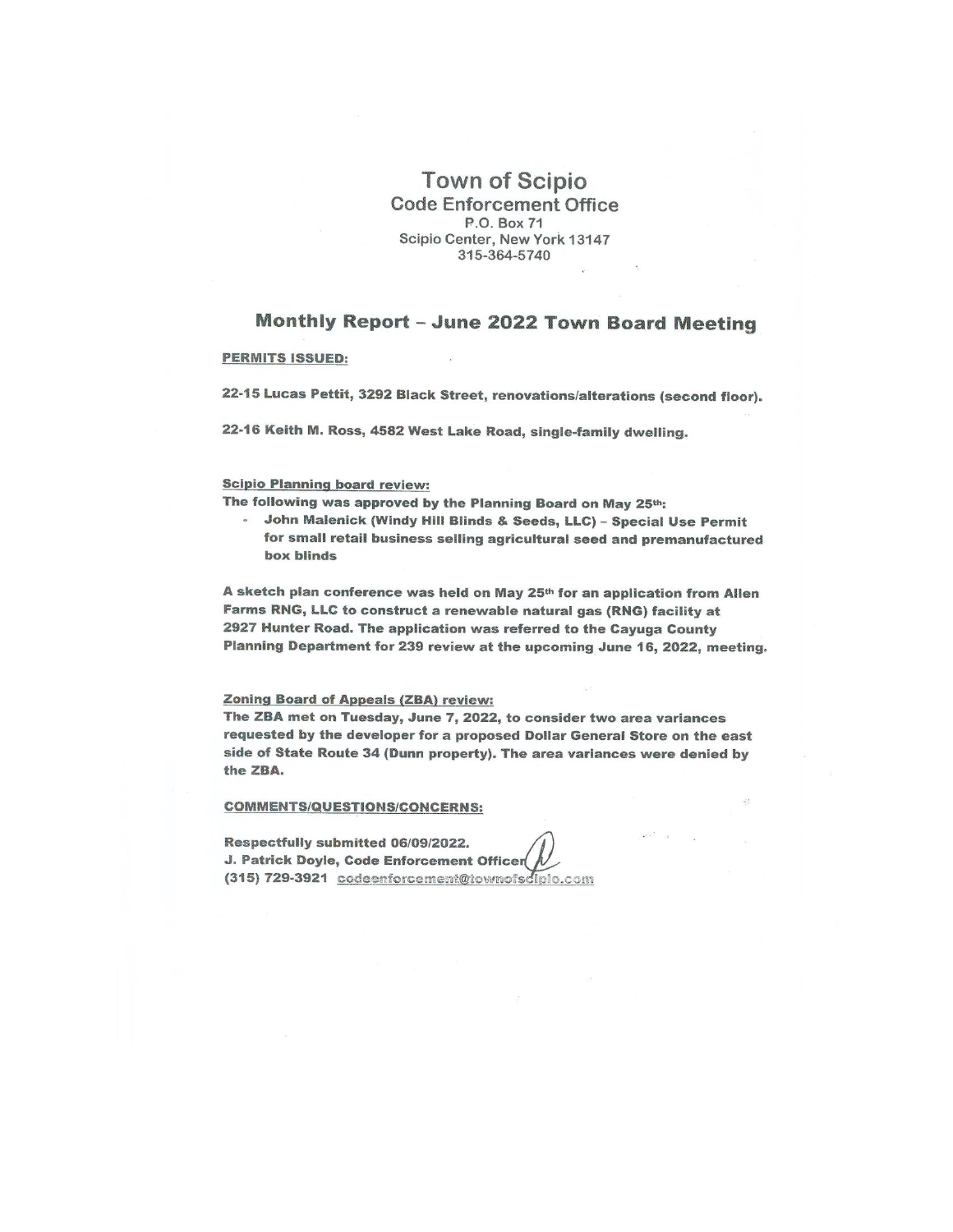# Town of Scipio

## Code Enforcement Office

P.O. Box 71
Scipio Center, New York 13147
315-364-5740

## Monthly Report – June 2022 Town Board Meeting

**PERMITS ISSUED:**

**22-15 Lucas Pettit, 3292 Black Street, renovations/alterations (second floor).**

**22-16 Keith M. Ross, 4582 West Lake Road, single-family dwelling.**

**Scipio Planning board review:**

**The following was approved by the Planning Board on May 25th:**

- **John Malenick (Windy Hill Blinds & Seeds, LLC) – Special Use Permit for small retail business selling agricultural seed and premanufactured box blinds**

**A sketch plan conference was held on May 25th for an application from Allen Farms RNG, LLC to construct a renewable natural gas (RNG) facility at 2927 Hunter Road. The application was referred to the Cayuga County Planning Department for 239 review at the upcoming June 16, 2022, meeting.**

**Zoning Board of Appeals (ZBA) review:**

**The ZBA met on Tuesday, June 7, 2022, to consider two area variances requested by the developer for a proposed Dollar General Store on the east side of State Route 34 (Dunn property). The area variances were denied by the ZBA.**

**COMMENTS/QUESTIONS/CONCERNS:**

**Respectfully submitted 06/09/2022.**
**J. Patrick Doyle, Code Enforcement Officer**
**(315) 729-3921** codeenforcement@townofscipio.com